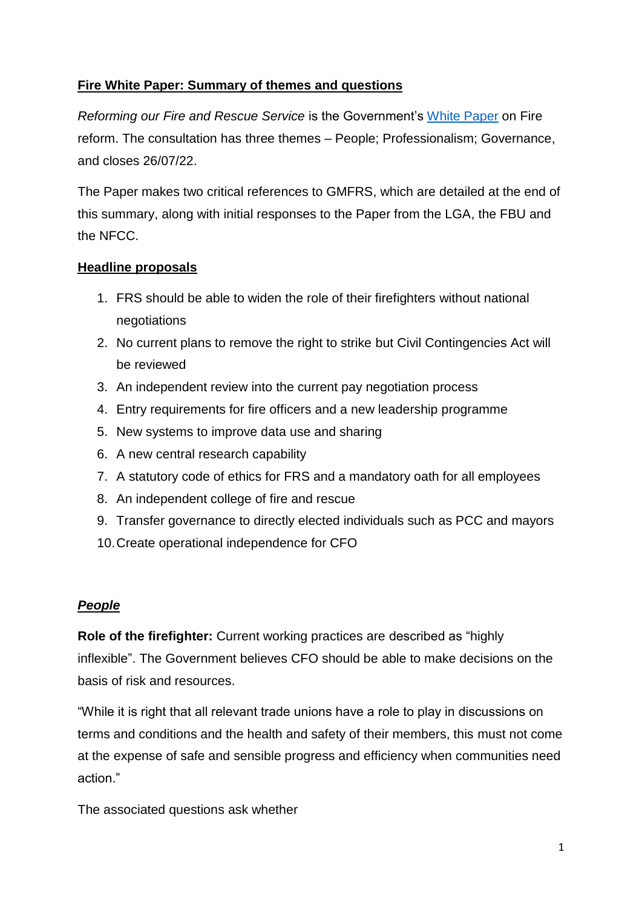# Fire White Paper: Summary of themes and questions

*Reforming our Fire and Rescue Service* is the Government's [White Paper](#) on Fire reform. The consultation has three themes – People; Professionalism; Governance, and closes 26/07/22.

The Paper makes two critical references to GMFRS, which are detailed at the end of this summary, along with initial responses to the Paper from the LGA, the FBU and the NFCC.

## Headline proposals

1. FRS should be able to widen the role of their firefighters without national negotiations
2. No current plans to remove the right to strike but Civil Contingencies Act will be reviewed
3. An independent review into the current pay negotiation process
4. Entry requirements for fire officers and a new leadership programme
5. New systems to improve data use and sharing
6. A new central research capability
7. A statutory code of ethics for FRS and a mandatory oath for all employees
8. An independent college of fire and rescue
9. Transfer governance to directly elected individuals such as PCC and mayors
10. Create operational independence for CFO

### ***People***

**Role of the firefighter:** Current working practices are described as "highly inflexible". The Government believes CFO should be able to make decisions on the basis of risk and resources.

"While it is right that all relevant trade unions have a role to play in discussions on terms and conditions and the health and safety of their members, this must not come at the expense of safe and sensible progress and efficiency when communities need action."

The associated questions ask whether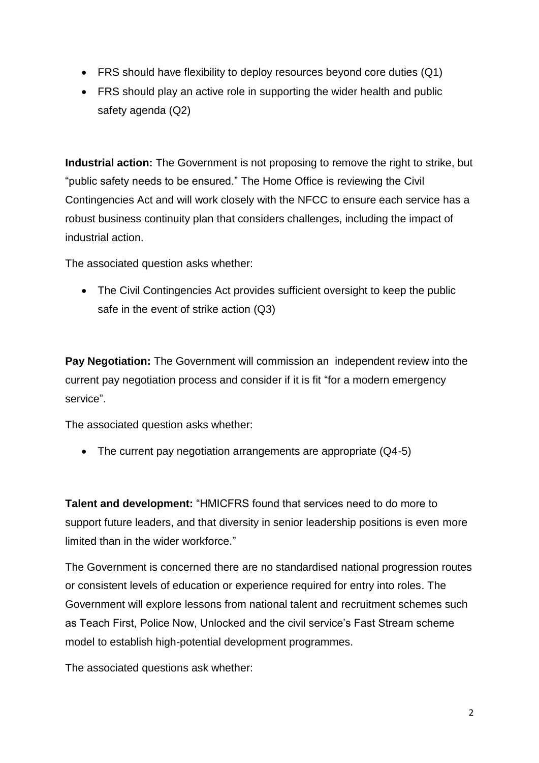- FRS should have flexibility to deploy resources beyond core duties (Q1)
- FRS should play an active role in supporting the wider health and public safety agenda (Q2)

**Industrial action:** The Government is not proposing to remove the right to strike, but "public safety needs to be ensured." The Home Office is reviewing the Civil Contingencies Act and will work closely with the NFCC to ensure each service has a robust business continuity plan that considers challenges, including the impact of industrial action.

The associated question asks whether:

- The Civil Contingencies Act provides sufficient oversight to keep the public safe in the event of strike action (Q3)

**Pay Negotiation:** The Government will commission an independent review into the current pay negotiation process and consider if it is fit "for a modern emergency service".

The associated question asks whether:

- The current pay negotiation arrangements are appropriate (Q4-5)

**Talent and development:** "HMICFRS found that services need to do more to support future leaders, and that diversity in senior leadership positions is even more limited than in the wider workforce."

The Government is concerned there are no standardised national progression routes or consistent levels of education or experience required for entry into roles. The Government will explore lessons from national talent and recruitment schemes such as Teach First, Police Now, Unlocked and the civil service's Fast Stream scheme model to establish high-potential development programmes.

The associated questions ask whether: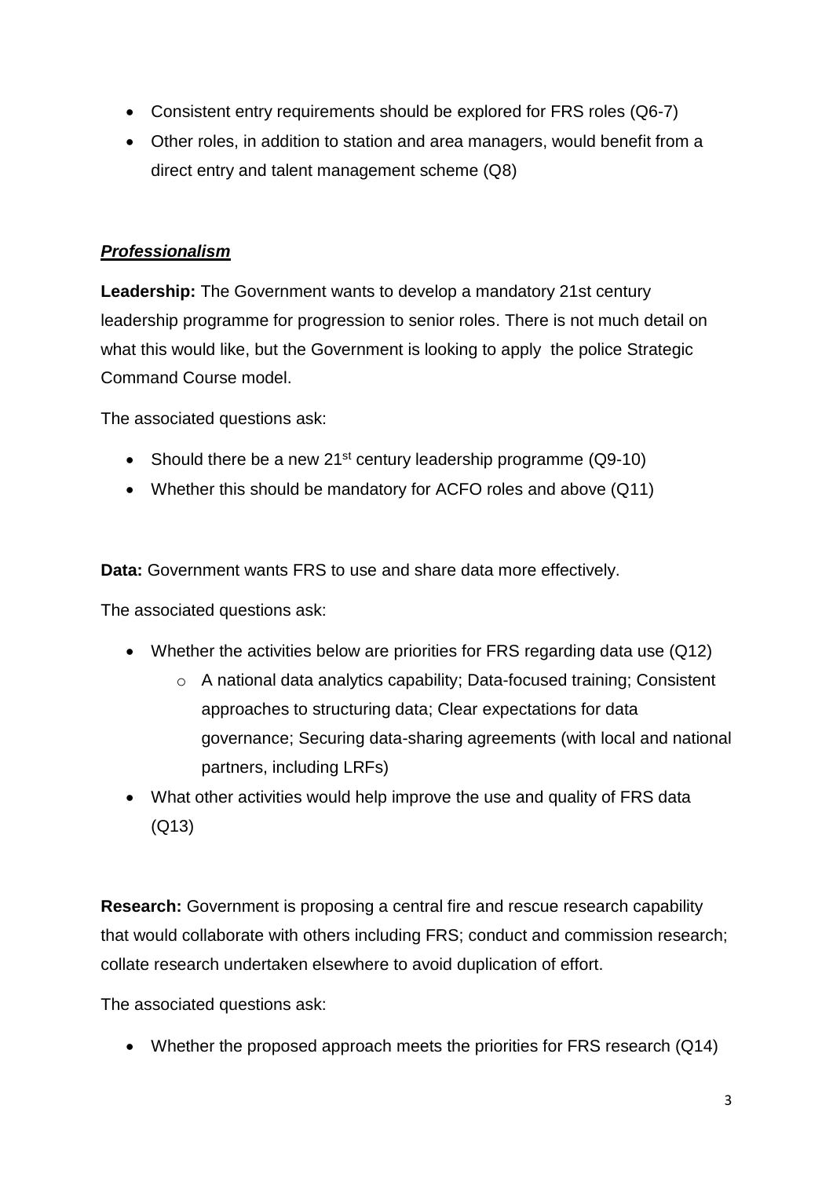- Consistent entry requirements should be explored for FRS roles (Q6-7)
- Other roles, in addition to station and area managers, would benefit from a direct entry and talent management scheme (Q8)

### ***Professionalism***

**Leadership:** The Government wants to develop a mandatory 21st century leadership programme for progression to senior roles. There is not much detail on what this would like, but the Government is looking to apply the police Strategic Command Course model.

The associated questions ask:

- Should there be a new 21st century leadership programme (Q9-10)
- Whether this should be mandatory for ACFO roles and above (Q11)

**Data:** Government wants FRS to use and share data more effectively.

The associated questions ask:

- Whether the activities below are priorities for FRS regarding data use (Q12)
  - A national data analytics capability; Data-focused training; Consistent approaches to structuring data; Clear expectations for data governance; Securing data-sharing agreements (with local and national partners, including LRFs)
- What other activities would help improve the use and quality of FRS data (Q13)

**Research:** Government is proposing a central fire and rescue research capability that would collaborate with others including FRS; conduct and commission research; collate research undertaken elsewhere to avoid duplication of effort.

The associated questions ask:

- Whether the proposed approach meets the priorities for FRS research (Q14)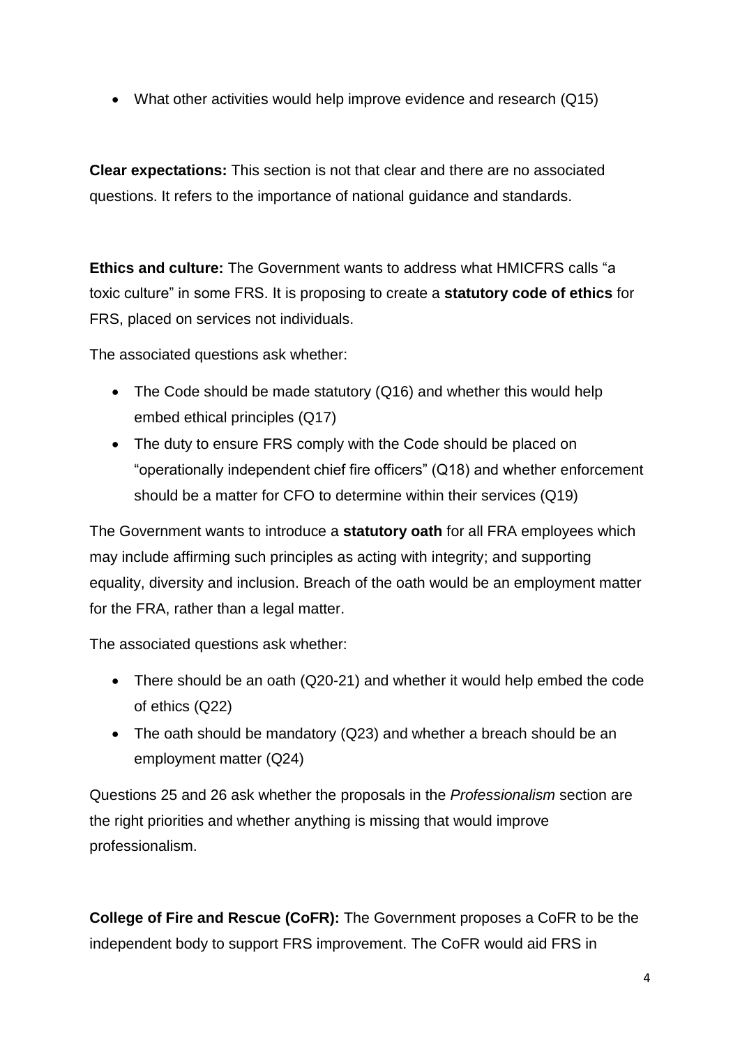- What other activities would help improve evidence and research (Q15)

**Clear expectations:** This section is not that clear and there are no associated questions. It refers to the importance of national guidance and standards.

**Ethics and culture:** The Government wants to address what HMICFRS calls "a toxic culture" in some FRS. It is proposing to create a **statutory code of ethics** for FRS, placed on services not individuals.

The associated questions ask whether:

- The Code should be made statutory (Q16) and whether this would help embed ethical principles (Q17)
- The duty to ensure FRS comply with the Code should be placed on "operationally independent chief fire officers" (Q18) and whether enforcement should be a matter for CFO to determine within their services (Q19)

The Government wants to introduce a **statutory oath** for all FRA employees which may include affirming such principles as acting with integrity; and supporting equality, diversity and inclusion. Breach of the oath would be an employment matter for the FRA, rather than a legal matter.

The associated questions ask whether:

- There should be an oath (Q20-21) and whether it would help embed the code of ethics (Q22)
- The oath should be mandatory (Q23) and whether a breach should be an employment matter (Q24)

Questions 25 and 26 ask whether the proposals in the *Professionalism* section are the right priorities and whether anything is missing that would improve professionalism.

**College of Fire and Rescue (CoFR):** The Government proposes a CoFR to be the independent body to support FRS improvement. The CoFR would aid FRS in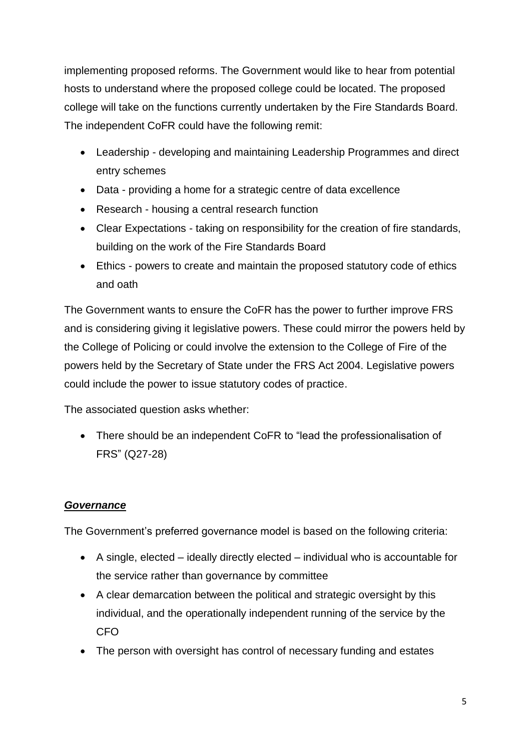implementing proposed reforms. The Government would like to hear from potential hosts to understand where the proposed college could be located. The proposed college will take on the functions currently undertaken by the Fire Standards Board. The independent CoFR could have the following remit:

- Leadership - developing and maintaining Leadership Programmes and direct entry schemes
- Data - providing a home for a strategic centre of data excellence
- Research - housing a central research function
- Clear Expectations - taking on responsibility for the creation of fire standards, building on the work of the Fire Standards Board
- Ethics - powers to create and maintain the proposed statutory code of ethics and oath

The Government wants to ensure the CoFR has the power to further improve FRS and is considering giving it legislative powers. These could mirror the powers held by the College of Policing or could involve the extension to the College of Fire of the powers held by the Secretary of State under the FRS Act 2004. Legislative powers could include the power to issue statutory codes of practice.

The associated question asks whether:

- There should be an independent CoFR to "lead the professionalisation of FRS" (Q27-28)

## ***Governance***

The Government's preferred governance model is based on the following criteria:

- A single, elected – ideally directly elected – individual who is accountable for the service rather than governance by committee
- A clear demarcation between the political and strategic oversight by this individual, and the operationally independent running of the service by the CFO
- The person with oversight has control of necessary funding and estates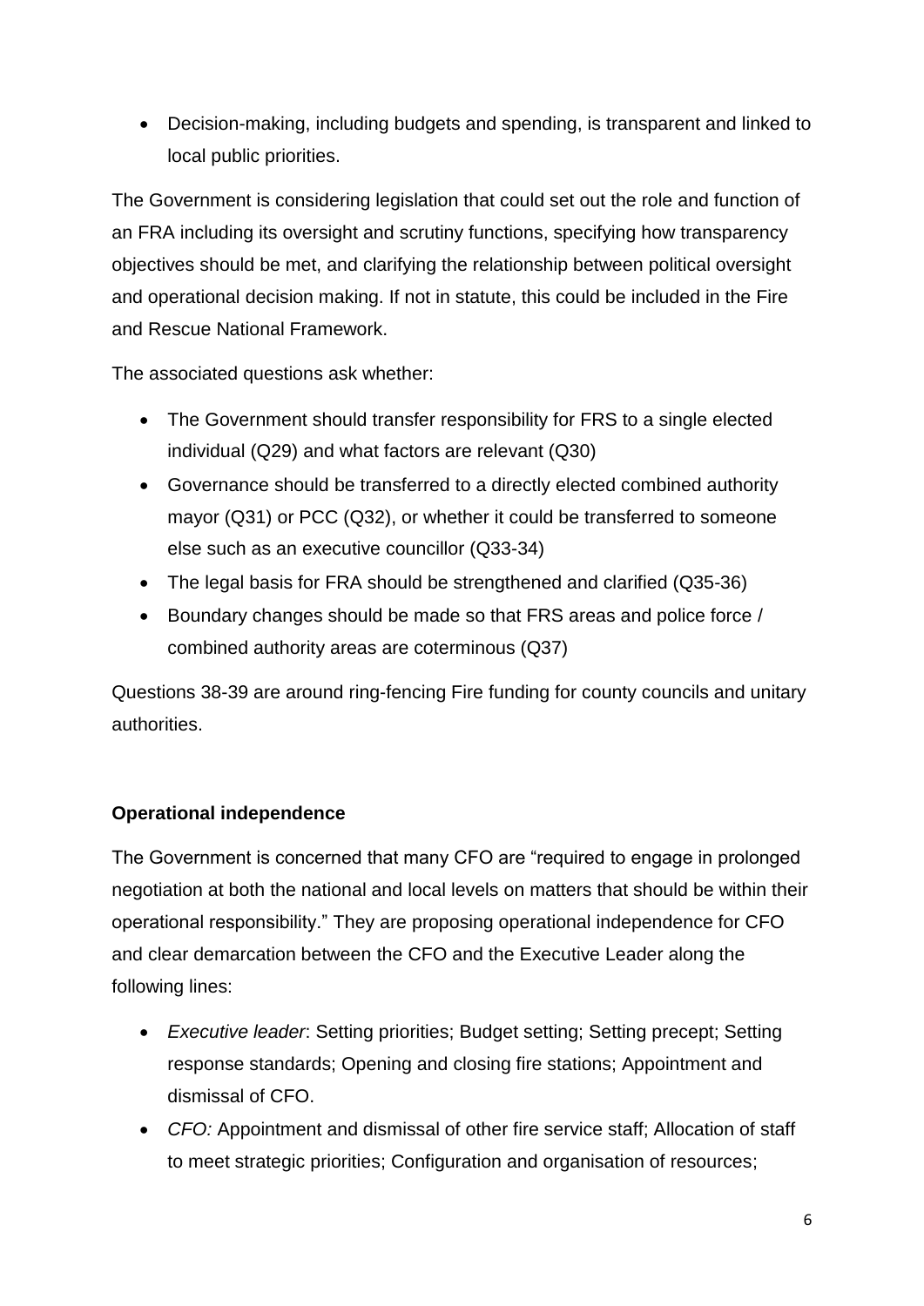- Decision-making, including budgets and spending, is transparent and linked to local public priorities.

The Government is considering legislation that could set out the role and function of an FRA including its oversight and scrutiny functions, specifying how transparency objectives should be met, and clarifying the relationship between political oversight and operational decision making. If not in statute, this could be included in the Fire and Rescue National Framework.

The associated questions ask whether:

- The Government should transfer responsibility for FRS to a single elected individual (Q29) and what factors are relevant (Q30)
- Governance should be transferred to a directly elected combined authority mayor (Q31) or PCC (Q32), or whether it could be transferred to someone else such as an executive councillor (Q33-34)
- The legal basis for FRA should be strengthened and clarified (Q35-36)
- Boundary changes should be made so that FRS areas and police force / combined authority areas are coterminous (Q37)

Questions 38-39 are around ring-fencing Fire funding for county councils and unitary authorities.

**Operational independence**

The Government is concerned that many CFO are "required to engage in prolonged negotiation at both the national and local levels on matters that should be within their operational responsibility." They are proposing operational independence for CFO and clear demarcation between the CFO and the Executive Leader along the following lines:

- *Executive leader*: Setting priorities; Budget setting; Setting precept; Setting response standards; Opening and closing fire stations; Appointment and dismissal of CFO.
- *CFO:* Appointment and dismissal of other fire service staff; Allocation of staff to meet strategic priorities; Configuration and organisation of resources;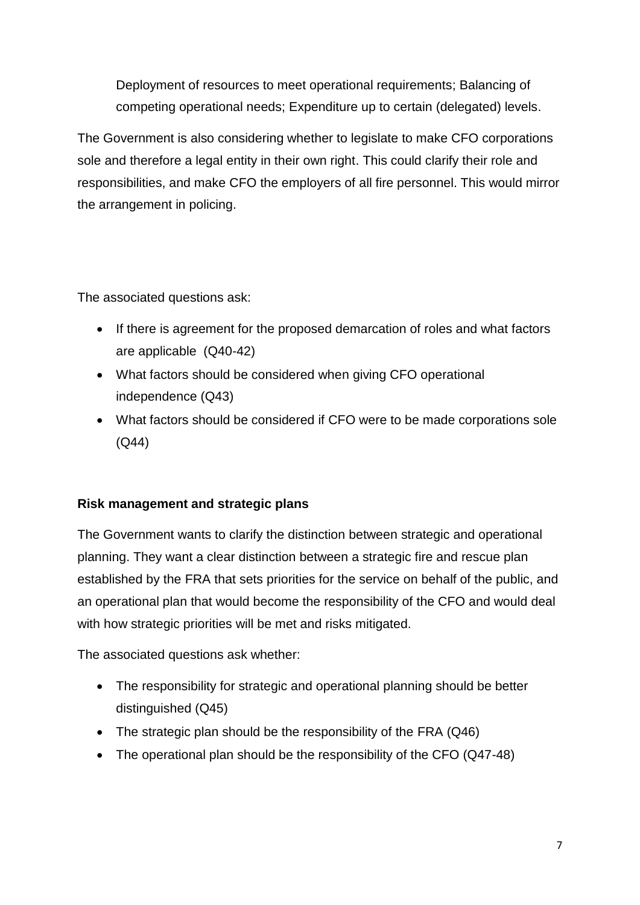Deployment of resources to meet operational requirements; Balancing of competing operational needs; Expenditure up to certain (delegated) levels.

The Government is also considering whether to legislate to make CFO corporations sole and therefore a legal entity in their own right. This could clarify their role and responsibilities, and make CFO the employers of all fire personnel. This would mirror the arrangement in policing.

The associated questions ask:

- If there is agreement for the proposed demarcation of roles and what factors are applicable (Q40-42)
- What factors should be considered when giving CFO operational independence (Q43)
- What factors should be considered if CFO were to be made corporations sole (Q44)

**Risk management and strategic plans**

The Government wants to clarify the distinction between strategic and operational planning. They want a clear distinction between a strategic fire and rescue plan established by the FRA that sets priorities for the service on behalf of the public, and an operational plan that would become the responsibility of the CFO and would deal with how strategic priorities will be met and risks mitigated.

The associated questions ask whether:

- The responsibility for strategic and operational planning should be better distinguished (Q45)
- The strategic plan should be the responsibility of the FRA (Q46)
- The operational plan should be the responsibility of the CFO (Q47-48)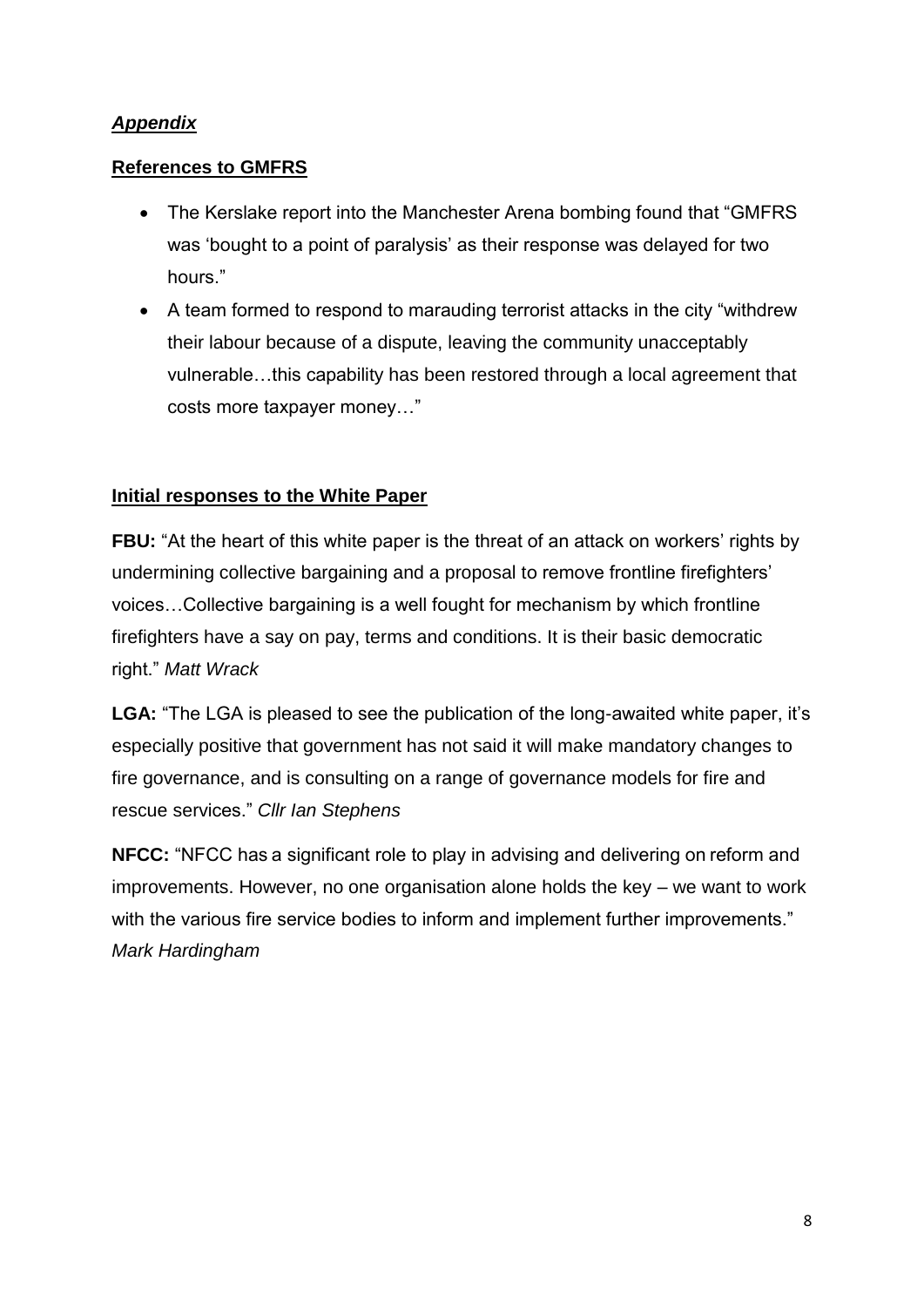## *Appendix*

### References to GMFRS

- The Kerslake report into the Manchester Arena bombing found that "GMFRS was 'bought to a point of paralysis' as their response was delayed for two hours."
- A team formed to respond to marauding terrorist attacks in the city "withdrew their labour because of a dispute, leaving the community unacceptably vulnerable…this capability has been restored through a local agreement that costs more taxpayer money…"

### Initial responses to the White Paper

**FBU:** "At the heart of this white paper is the threat of an attack on workers' rights by undermining collective bargaining and a proposal to remove frontline firefighters' voices…Collective bargaining is a well fought for mechanism by which frontline firefighters have a say on pay, terms and conditions. It is their basic democratic right." *Matt Wrack*

**LGA:** "The LGA is pleased to see the publication of the long-awaited white paper, it's especially positive that government has not said it will make mandatory changes to fire governance, and is consulting on a range of governance models for fire and rescue services." *Cllr Ian Stephens*

**NFCC:** "NFCC has a significant role to play in advising and delivering on reform and improvements. However, no one organisation alone holds the key – we want to work with the various fire service bodies to inform and implement further improvements." *Mark Hardingham*